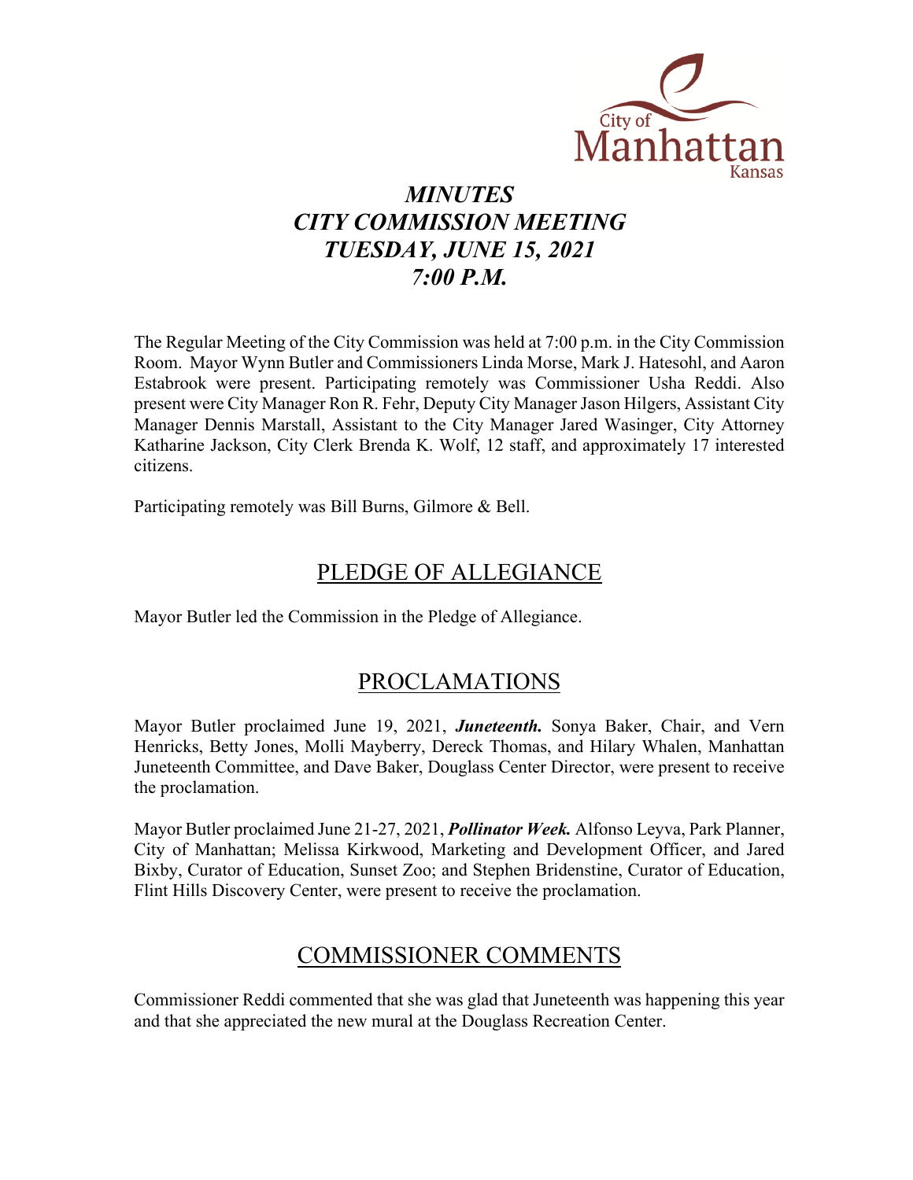City of Manhattan Kansas

# *MINUTES*
# *CITY COMMISSION MEETING*
# *TUESDAY, JUNE 15, 2021*
# *7:00 P.M.*

The Regular Meeting of the City Commission was held at 7:00 p.m. in the City Commission Room. Mayor Wynn Butler and Commissioners Linda Morse, Mark J. Hatesohl, and Aaron Estabrook were present. Participating remotely was Commissioner Usha Reddi. Also present were City Manager Ron R. Fehr, Deputy City Manager Jason Hilgers, Assistant City Manager Dennis Marstall, Assistant to the City Manager Jared Wasinger, City Attorney Katharine Jackson, City Clerk Brenda K. Wolf, 12 staff, and approximately 17 interested citizens.

Participating remotely was Bill Burns, Gilmore & Bell.

## PLEDGE OF ALLEGIANCE

Mayor Butler led the Commission in the Pledge of Allegiance.

## PROCLAMATIONS

Mayor Butler proclaimed June 19, 2021, ***Juneteenth.*** Sonya Baker, Chair, and Vern Henricks, Betty Jones, Molli Mayberry, Dereck Thomas, and Hilary Whalen, Manhattan Juneteenth Committee, and Dave Baker, Douglass Center Director, were present to receive the proclamation.

Mayor Butler proclaimed June 21-27, 2021, ***Pollinator Week.*** Alfonso Leyva, Park Planner, City of Manhattan; Melissa Kirkwood, Marketing and Development Officer, and Jared Bixby, Curator of Education, Sunset Zoo; and Stephen Bridenstine, Curator of Education, Flint Hills Discovery Center, were present to receive the proclamation.

## COMMISSIONER COMMENTS

Commissioner Reddi commented that she was glad that Juneteenth was happening this year and that she appreciated the new mural at the Douglass Recreation Center.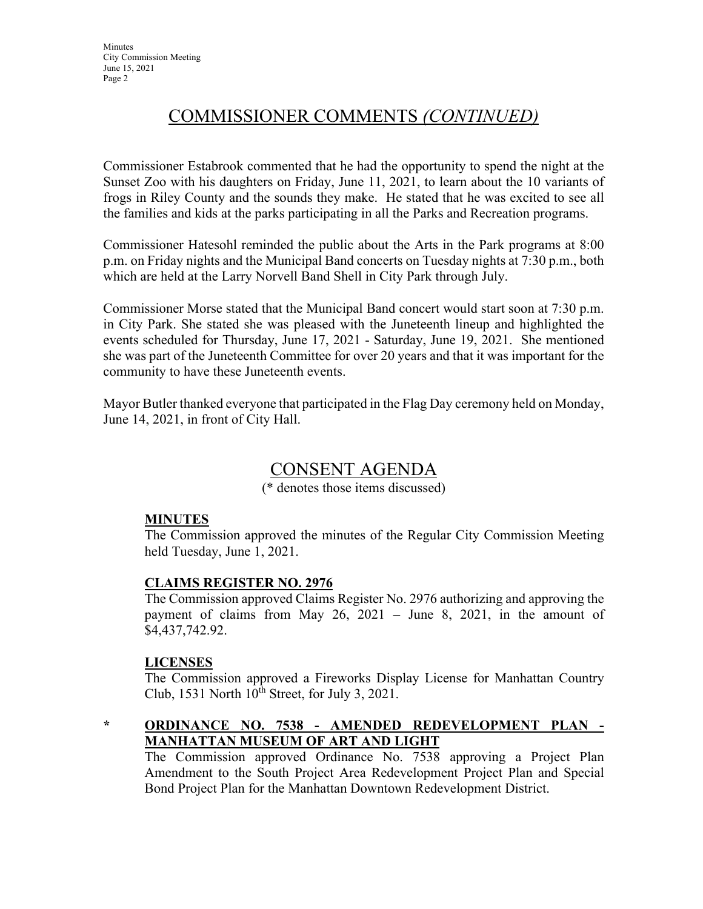## COMMISSIONER COMMENTS *(CONTINUED)*

Commissioner Estabrook commented that he had the opportunity to spend the night at the Sunset Zoo with his daughters on Friday, June 11, 2021, to learn about the 10 variants of frogs in Riley County and the sounds they make. He stated that he was excited to see all the families and kids at the parks participating in all the Parks and Recreation programs.

Commissioner Hatesohl reminded the public about the Arts in the Park programs at 8:00 p.m. on Friday nights and the Municipal Band concerts on Tuesday nights at 7:30 p.m., both which are held at the Larry Norvell Band Shell in City Park through July.

Commissioner Morse stated that the Municipal Band concert would start soon at 7:30 p.m. in City Park. She stated she was pleased with the Juneteenth lineup and highlighted the events scheduled for Thursday, June 17, 2021 - Saturday, June 19, 2021. She mentioned she was part of the Juneteenth Committee for over 20 years and that it was important for the community to have these Juneteenth events.

Mayor Butler thanked everyone that participated in the Flag Day ceremony held on Monday, June 14, 2021, in front of City Hall.

## CONSENT AGENDA

(* denotes those items discussed)

**MINUTES**

The Commission approved the minutes of the Regular City Commission Meeting held Tuesday, June 1, 2021.

**CLAIMS REGISTER NO. 2976**

The Commission approved Claims Register No. 2976 authorizing and approving the payment of claims from May 26, 2021 – June 8, 2021, in the amount of $4,437,742.92.

**LICENSES**

The Commission approved a Fireworks Display License for Manhattan Country Club, 1531 North 10th Street, for July 3, 2021.

\* **ORDINANCE NO. 7538 - AMENDED REDEVELOPMENT PLAN - MANHATTAN MUSEUM OF ART AND LIGHT**

The Commission approved Ordinance No. 7538 approving a Project Plan Amendment to the South Project Area Redevelopment Project Plan and Special Bond Project Plan for the Manhattan Downtown Redevelopment District.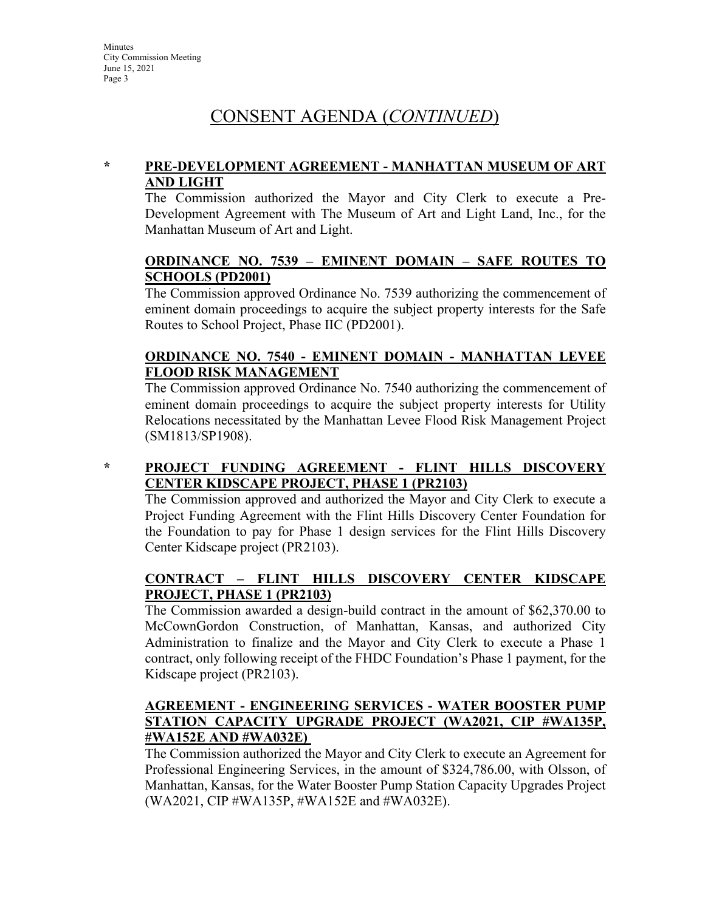# CONSENT AGENDA (*CONTINUED*)

**\* PRE-DEVELOPMENT AGREEMENT - MANHATTAN MUSEUM OF ART AND LIGHT**

The Commission authorized the Mayor and City Clerk to execute a Pre-Development Agreement with The Museum of Art and Light Land, Inc., for the Manhattan Museum of Art and Light.

**ORDINANCE NO. 7539 – EMINENT DOMAIN – SAFE ROUTES TO SCHOOLS (PD2001)**

The Commission approved Ordinance No. 7539 authorizing the commencement of eminent domain proceedings to acquire the subject property interests for the Safe Routes to School Project, Phase IIC (PD2001).

**ORDINANCE NO. 7540 - EMINENT DOMAIN - MANHATTAN LEVEE FLOOD RISK MANAGEMENT**

The Commission approved Ordinance No. 7540 authorizing the commencement of eminent domain proceedings to acquire the subject property interests for Utility Relocations necessitated by the Manhattan Levee Flood Risk Management Project (SM1813/SP1908).

**\* PROJECT FUNDING AGREEMENT - FLINT HILLS DISCOVERY CENTER KIDSCAPE PROJECT, PHASE 1 (PR2103)**

The Commission approved and authorized the Mayor and City Clerk to execute a Project Funding Agreement with the Flint Hills Discovery Center Foundation for the Foundation to pay for Phase 1 design services for the Flint Hills Discovery Center Kidscape project (PR2103).

**CONTRACT – FLINT HILLS DISCOVERY CENTER KIDSCAPE PROJECT, PHASE 1 (PR2103)**

The Commission awarded a design-build contract in the amount of $62,370.00 to McCownGordon Construction, of Manhattan, Kansas, and authorized City Administration to finalize and the Mayor and City Clerk to execute a Phase 1 contract, only following receipt of the FHDC Foundation's Phase 1 payment, for the Kidscape project (PR2103).

**AGREEMENT - ENGINEERING SERVICES - WATER BOOSTER PUMP STATION CAPACITY UPGRADE PROJECT (WA2021, CIP #WA135P, #WA152E AND #WA032E)**

The Commission authorized the Mayor and City Clerk to execute an Agreement for Professional Engineering Services, in the amount of $324,786.00, with Olsson, of Manhattan, Kansas, for the Water Booster Pump Station Capacity Upgrades Project (WA2021, CIP #WA135P, #WA152E and #WA032E).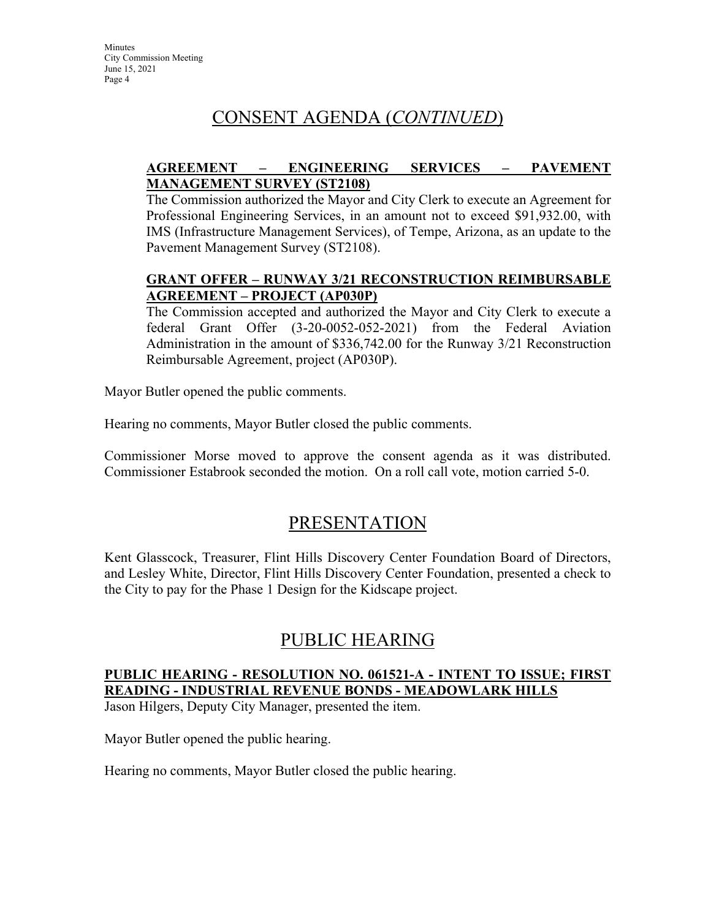# CONSENT AGENDA (*CONTINUED*)

**AGREEMENT – ENGINEERING SERVICES – PAVEMENT MANAGEMENT SURVEY (ST2108)**

The Commission authorized the Mayor and City Clerk to execute an Agreement for Professional Engineering Services, in an amount not to exceed $91,932.00, with IMS (Infrastructure Management Services), of Tempe, Arizona, as an update to the Pavement Management Survey (ST2108).

**GRANT OFFER – RUNWAY 3/21 RECONSTRUCTION REIMBURSABLE AGREEMENT – PROJECT (AP030P)**

The Commission accepted and authorized the Mayor and City Clerk to execute a federal Grant Offer (3-20-0052-052-2021) from the Federal Aviation Administration in the amount of $336,742.00 for the Runway 3/21 Reconstruction Reimbursable Agreement, project (AP030P).

Mayor Butler opened the public comments.

Hearing no comments, Mayor Butler closed the public comments.

Commissioner Morse moved to approve the consent agenda as it was distributed. Commissioner Estabrook seconded the motion. On a roll call vote, motion carried 5-0.

# PRESENTATION

Kent Glasscock, Treasurer, Flint Hills Discovery Center Foundation Board of Directors, and Lesley White, Director, Flint Hills Discovery Center Foundation, presented a check to the City to pay for the Phase 1 Design for the Kidscape project.

# PUBLIC HEARING

**PUBLIC HEARING - RESOLUTION NO. 061521-A - INTENT TO ISSUE; FIRST READING - INDUSTRIAL REVENUE BONDS - MEADOWLARK HILLS**

Jason Hilgers, Deputy City Manager, presented the item.

Mayor Butler opened the public hearing.

Hearing no comments, Mayor Butler closed the public hearing.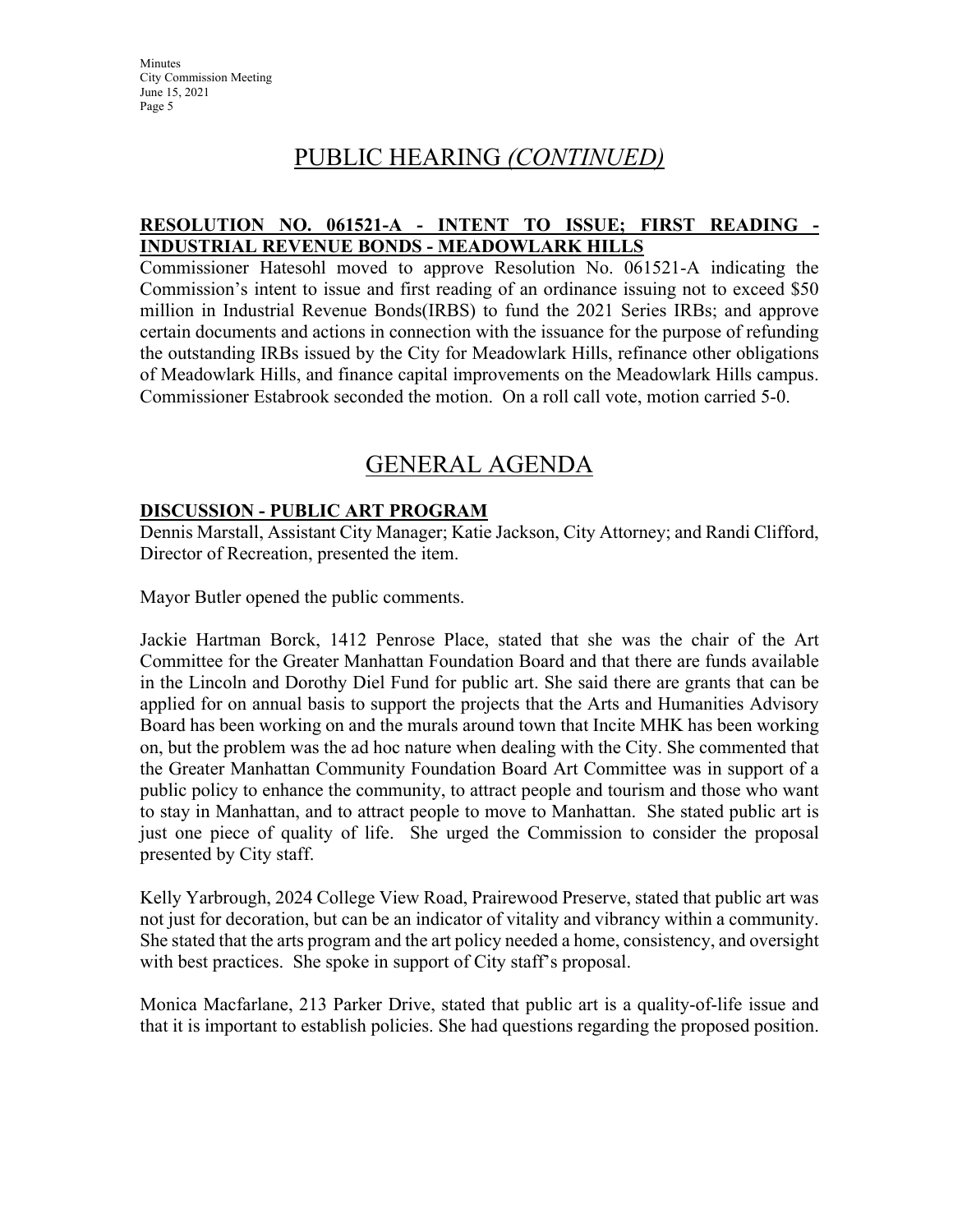# PUBLIC HEARING *(CONTINUED)*

**RESOLUTION NO. 061521-A - INTENT TO ISSUE; FIRST READING - INDUSTRIAL REVENUE BONDS - MEADOWLARK HILLS**

Commissioner Hatesohl moved to approve Resolution No. 061521-A indicating the Commission's intent to issue and first reading of an ordinance issuing not to exceed $50 million in Industrial Revenue Bonds(IRBS) to fund the 2021 Series IRBs; and approve certain documents and actions in connection with the issuance for the purpose of refunding the outstanding IRBs issued by the City for Meadowlark Hills, refinance other obligations of Meadowlark Hills, and finance capital improvements on the Meadowlark Hills campus. Commissioner Estabrook seconded the motion. On a roll call vote, motion carried 5-0.

# GENERAL AGENDA

**DISCUSSION - PUBLIC ART PROGRAM**

Dennis Marstall, Assistant City Manager; Katie Jackson, City Attorney; and Randi Clifford, Director of Recreation, presented the item.

Mayor Butler opened the public comments.

Jackie Hartman Borck, 1412 Penrose Place, stated that she was the chair of the Art Committee for the Greater Manhattan Foundation Board and that there are funds available in the Lincoln and Dorothy Diel Fund for public art. She said there are grants that can be applied for on annual basis to support the projects that the Arts and Humanities Advisory Board has been working on and the murals around town that Incite MHK has been working on, but the problem was the ad hoc nature when dealing with the City. She commented that the Greater Manhattan Community Foundation Board Art Committee was in support of a public policy to enhance the community, to attract people and tourism and those who want to stay in Manhattan, and to attract people to move to Manhattan. She stated public art is just one piece of quality of life. She urged the Commission to consider the proposal presented by City staff.

Kelly Yarbrough, 2024 College View Road, Prairewood Preserve, stated that public art was not just for decoration, but can be an indicator of vitality and vibrancy within a community. She stated that the arts program and the art policy needed a home, consistency, and oversight with best practices. She spoke in support of City staff's proposal.

Monica Macfarlane, 213 Parker Drive, stated that public art is a quality-of-life issue and that it is important to establish policies. She had questions regarding the proposed position.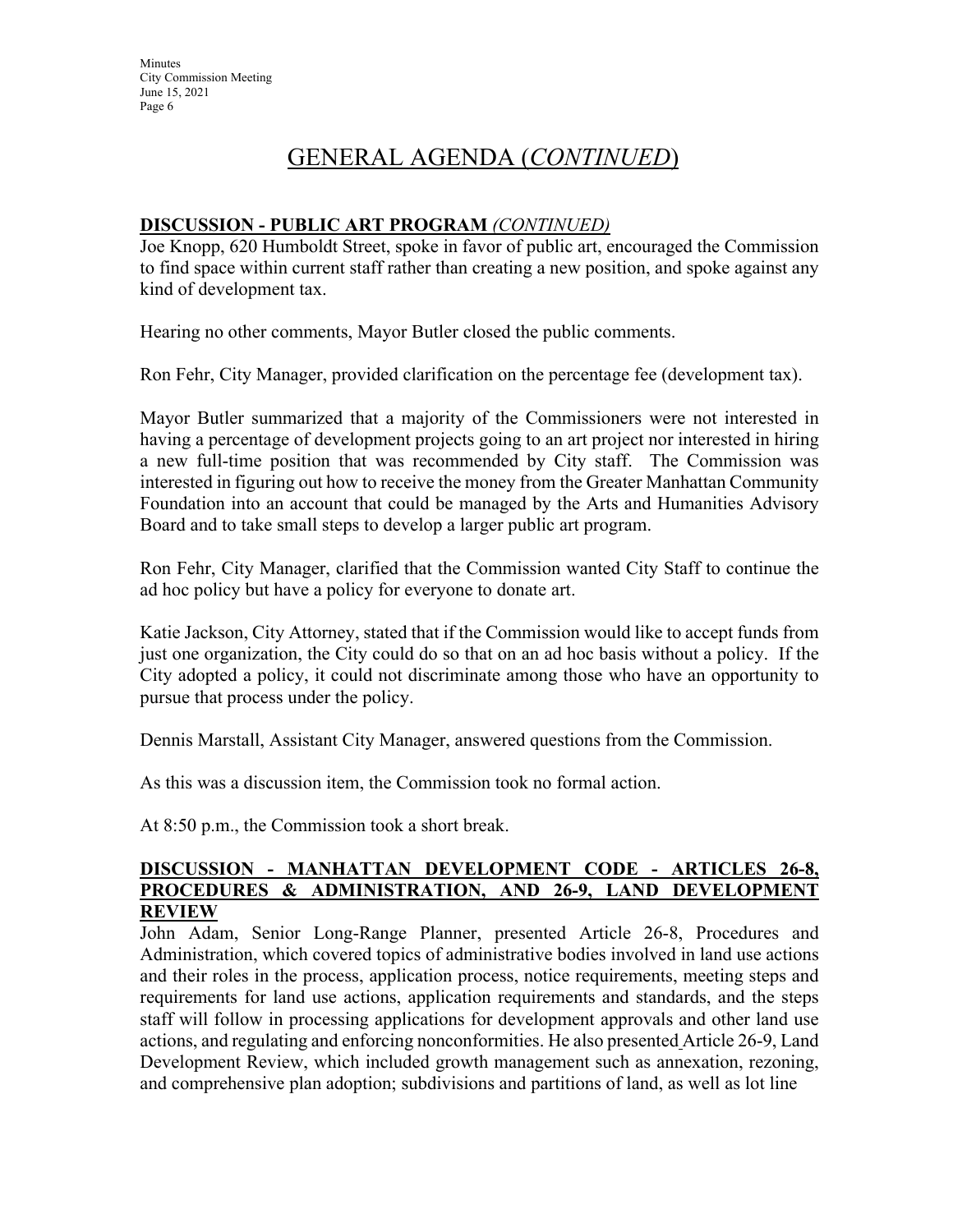# GENERAL AGENDA (*CONTINUED*)

**DISCUSSION - PUBLIC ART PROGRAM** *(CONTINUED)*

Joe Knopp, 620 Humboldt Street, spoke in favor of public art, encouraged the Commission to find space within current staff rather than creating a new position, and spoke against any kind of development tax.

Hearing no other comments, Mayor Butler closed the public comments.

Ron Fehr, City Manager, provided clarification on the percentage fee (development tax).

Mayor Butler summarized that a majority of the Commissioners were not interested in having a percentage of development projects going to an art project nor interested in hiring a new full-time position that was recommended by City staff. The Commission was interested in figuring out how to receive the money from the Greater Manhattan Community Foundation into an account that could be managed by the Arts and Humanities Advisory Board and to take small steps to develop a larger public art program.

Ron Fehr, City Manager, clarified that the Commission wanted City Staff to continue the ad hoc policy but have a policy for everyone to donate art.

Katie Jackson, City Attorney, stated that if the Commission would like to accept funds from just one organization, the City could do so that on an ad hoc basis without a policy. If the City adopted a policy, it could not discriminate among those who have an opportunity to pursue that process under the policy.

Dennis Marstall, Assistant City Manager, answered questions from the Commission.

As this was a discussion item, the Commission took no formal action.

At 8:50 p.m., the Commission took a short break.

**DISCUSSION - MANHATTAN DEVELOPMENT CODE - ARTICLES 26-8, PROCEDURES & ADMINISTRATION, AND 26-9, LAND DEVELOPMENT REVIEW**

John Adam, Senior Long-Range Planner, presented Article 26-8, Procedures and Administration, which covered topics of administrative bodies involved in land use actions and their roles in the process, application process, notice requirements, meeting steps and requirements for land use actions, application requirements and standards, and the steps staff will follow in processing applications for development approvals and other land use actions, and regulating and enforcing nonconformities. He also presented Article 26-9, Land Development Review, which included growth management such as annexation, rezoning, and comprehensive plan adoption; subdivisions and partitions of land, as well as lot line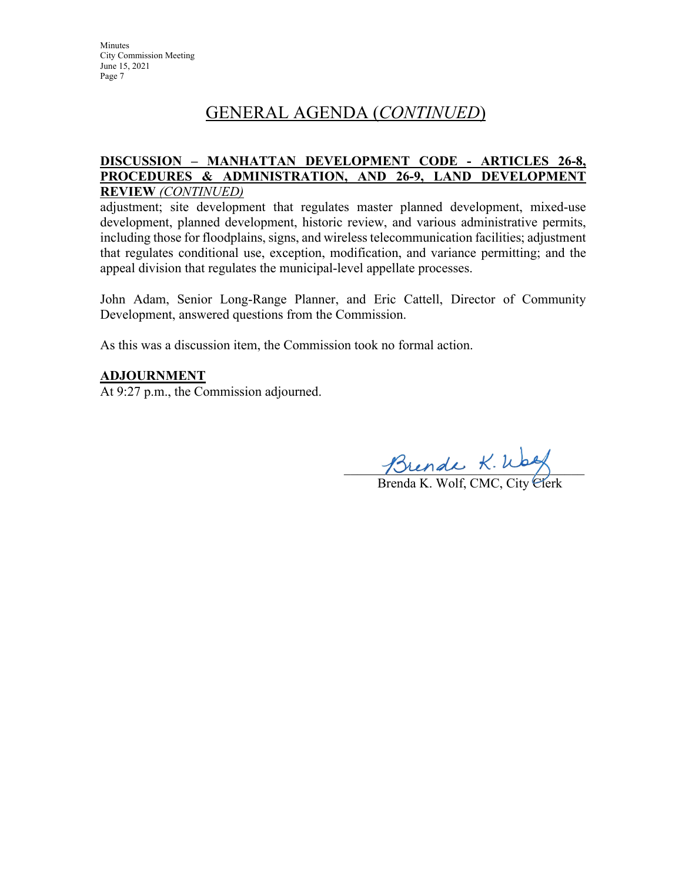## GENERAL AGENDA (*CONTINUED*)

**DISCUSSION – MANHATTAN DEVELOPMENT CODE - ARTICLES 26-8, PROCEDURES & ADMINISTRATION, AND 26-9, LAND DEVELOPMENT REVIEW** *(CONTINUED)*

adjustment; site development that regulates master planned development, mixed-use development, planned development, historic review, and various administrative permits, including those for floodplains, signs, and wireless telecommunication facilities; adjustment that regulates conditional use, exception, modification, and variance permitting; and the appeal division that regulates the municipal-level appellate processes.

John Adam, Senior Long-Range Planner, and Eric Cattell, Director of Community Development, answered questions from the Commission.

As this was a discussion item, the Commission took no formal action.

**ADJOURNMENT**

At 9:27 p.m., the Commission adjourned.

Brenda K. Wolf

Brenda K. Wolf, CMC, City Clerk